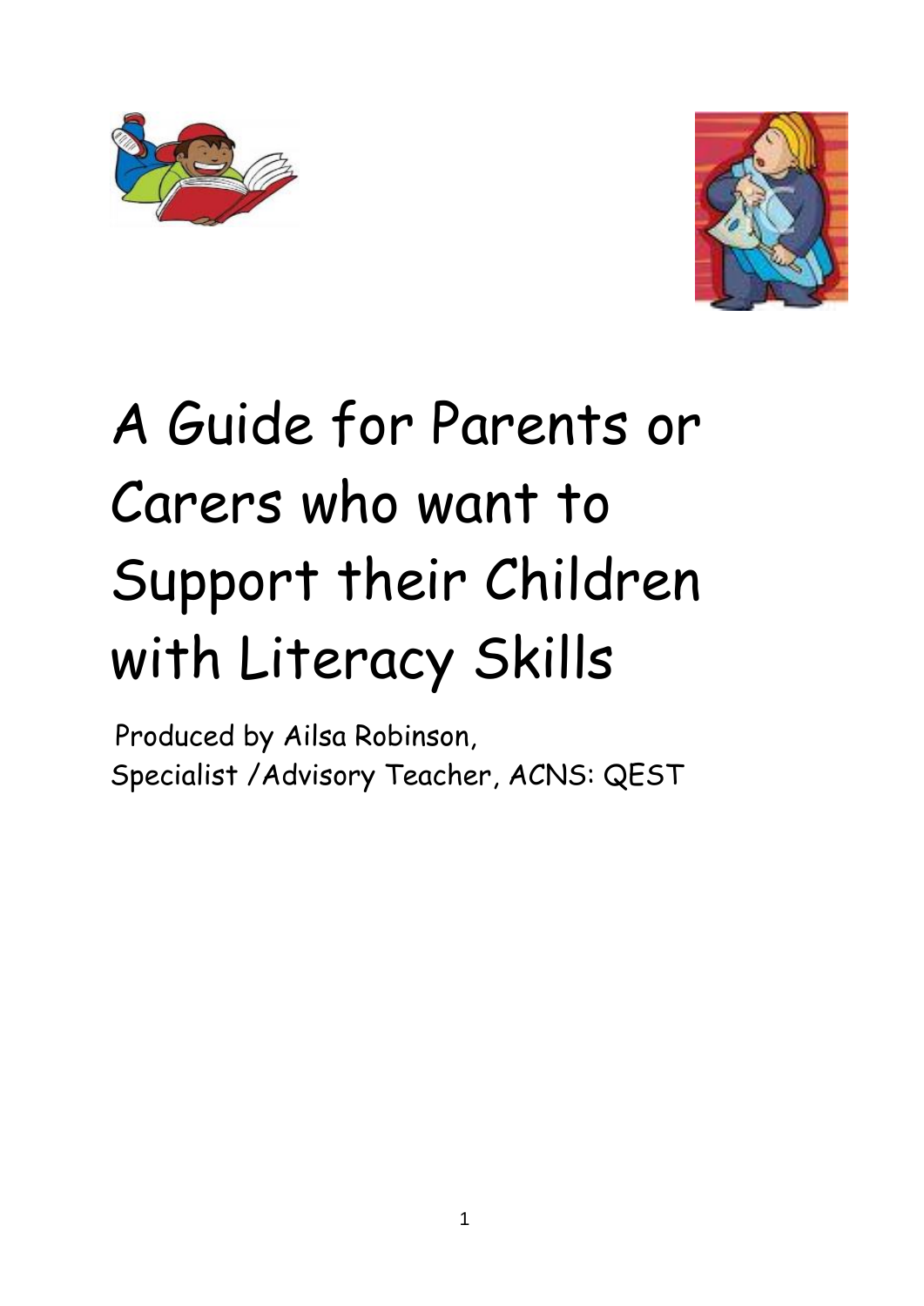# A Guide for Parents or Carers who want to Support their Children with Literacy Skills

Produced by Ailsa Robinson,
Specialist /Advisory Teacher, ACNS: QEST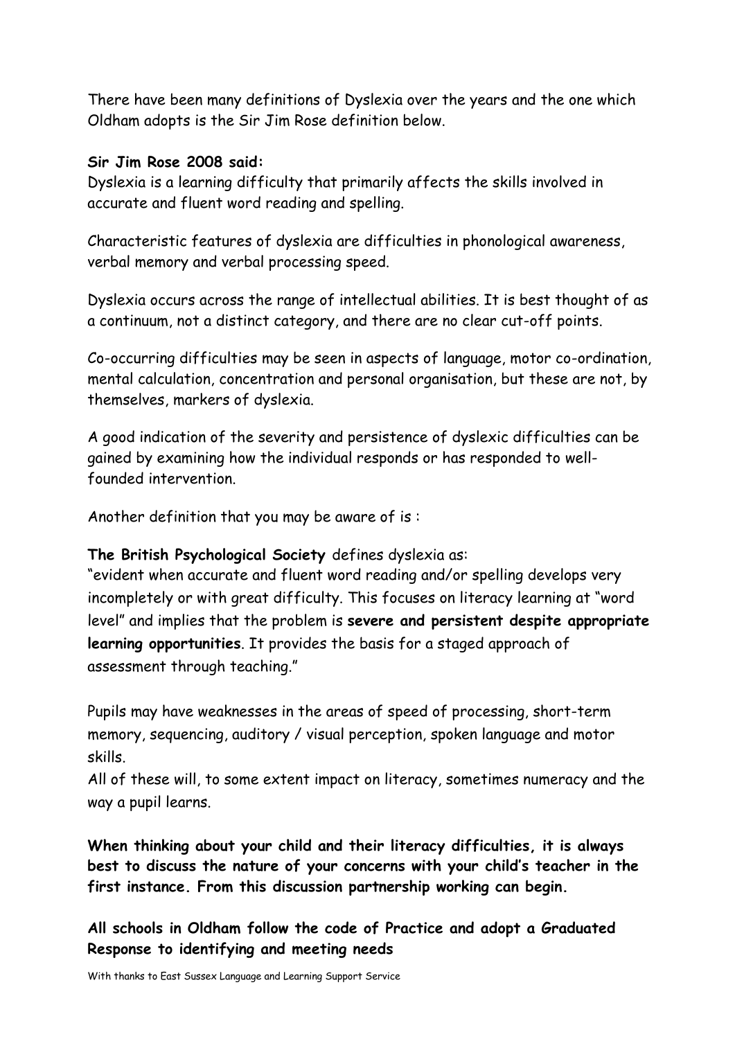There have been many definitions of Dyslexia over the years and the one which Oldham adopts is the Sir Jim Rose definition below.

**Sir Jim Rose 2008 said:**
Dyslexia is a learning difficulty that primarily affects the skills involved in accurate and fluent word reading and spelling.

Characteristic features of dyslexia are difficulties in phonological awareness, verbal memory and verbal processing speed.

Dyslexia occurs across the range of intellectual abilities. It is best thought of as a continuum, not a distinct category, and there are no clear cut-off points.

Co-occurring difficulties may be seen in aspects of language, motor co-ordination, mental calculation, concentration and personal organisation, but these are not, by themselves, markers of dyslexia.

A good indication of the severity and persistence of dyslexic difficulties can be gained by examining how the individual responds or has responded to well-founded intervention.

Another definition that you may be aware of is :

**The British Psychological Society** defines dyslexia as:
"evident when accurate and fluent word reading and/or spelling develops very incompletely or with great difficulty. This focuses on literacy learning at "word level" and implies that the problem is **severe and persistent despite appropriate learning opportunities**. It provides the basis for a staged approach of assessment through teaching."

Pupils may have weaknesses in the areas of speed of processing, short-term memory, sequencing, auditory / visual perception, spoken language and motor skills.
All of these will, to some extent impact on literacy, sometimes numeracy and the way a pupil learns.

**When thinking about your child and their literacy difficulties, it is always best to discuss the nature of your concerns with your child's teacher in the first instance. From this discussion partnership working can begin.**

**All schools in Oldham follow the code of Practice and adopt a Graduated Response to identifying and meeting needs**

With thanks to East Sussex Language and Learning Support Service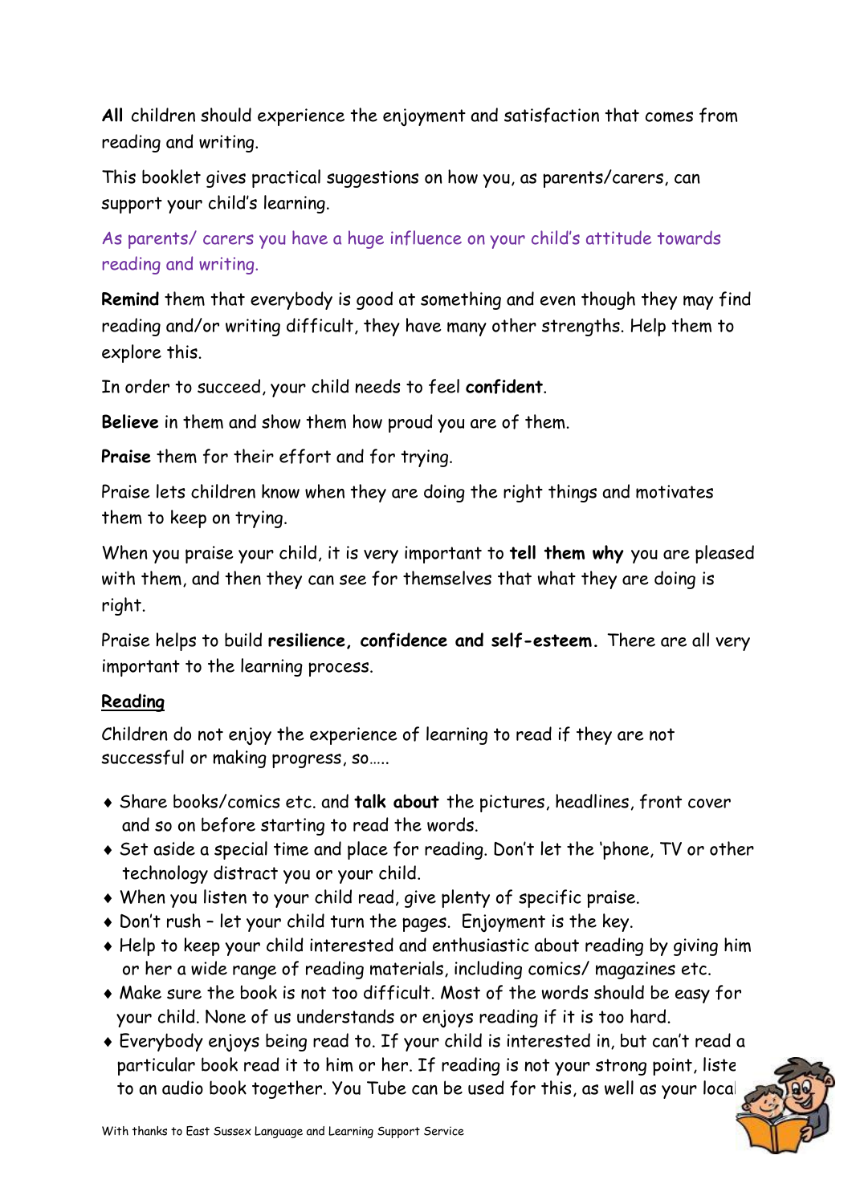**All** children should experience the enjoyment and satisfaction that comes from reading and writing.

This booklet gives practical suggestions on how you, as parents/carers, can support your child's learning.

As parents/ carers you have a huge influence on your child's attitude towards reading and writing.

**Remind** them that everybody is good at something and even though they may find reading and/or writing difficult, they have many other strengths. Help them to explore this.

In order to succeed, your child needs to feel **confident**.

**Believe** in them and show them how proud you are of them.

**Praise** them for their effort and for trying.

Praise lets children know when they are doing the right things and motivates them to keep on trying.

When you praise your child, it is very important to **tell them why** you are pleased with them, and then they can see for themselves that what they are doing is right.

Praise helps to build **resilience, confidence and self-esteem.** There are all very important to the learning process.

## Reading

Children do not enjoy the experience of learning to read if they are not successful or making progress, so…..

- Share books/comics etc. and **talk about** the pictures, headlines, front cover and so on before starting to read the words.
- Set aside a special time and place for reading. Don't let the 'phone, TV or other technology distract you or your child.
- When you listen to your child read, give plenty of specific praise.
- Don't rush – let your child turn the pages. Enjoyment is the key.
- Help to keep your child interested and enthusiastic about reading by giving him or her a wide range of reading materials, including comics/ magazines etc.
- Make sure the book is not too difficult. Most of the words should be easy for your child. None of us understands or enjoys reading if it is too hard.
- Everybody enjoys being read to. If your child is interested in, but can't read a particular book read it to him or her. If reading is not your strong point, liste to an audio book together. You Tube can be used for this, as well as your local

With thanks to East Sussex Language and Learning Support Service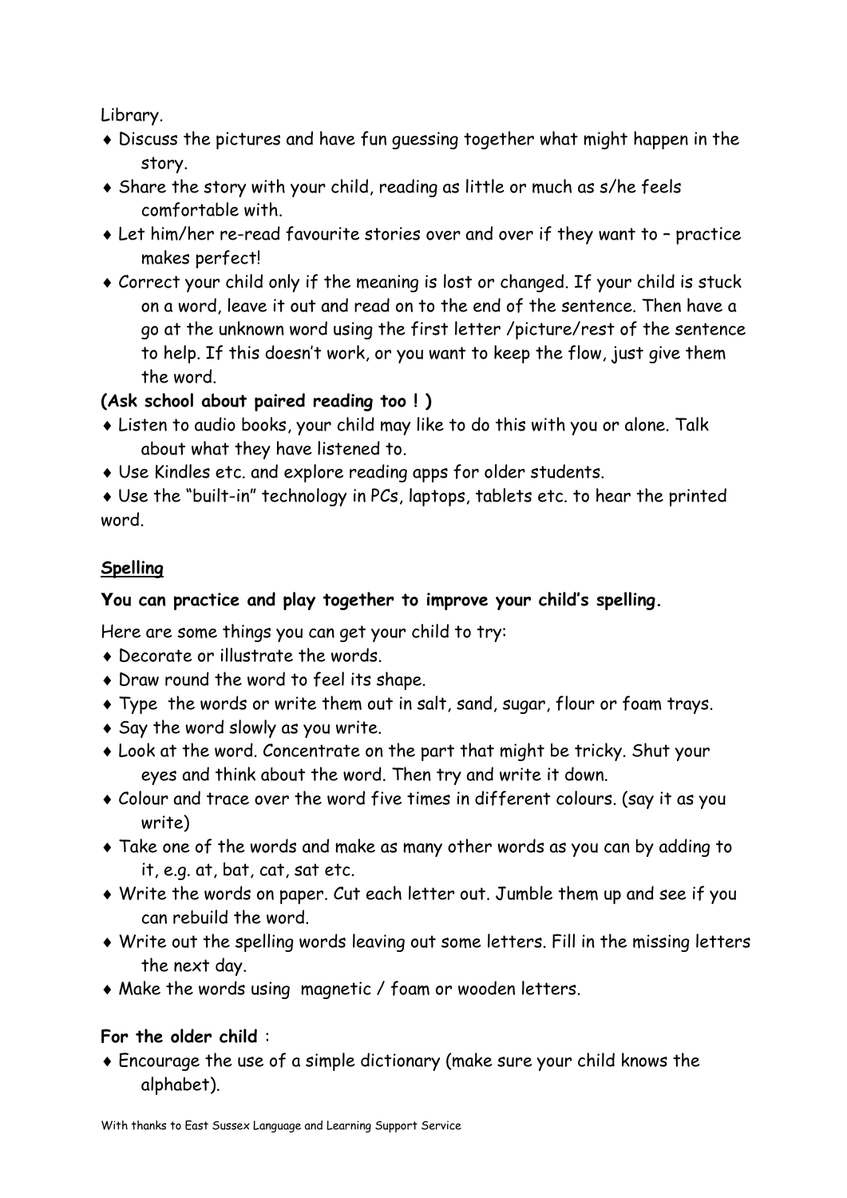Library.

- Discuss the pictures and have fun guessing together what might happen in the story.
- Share the story with your child, reading as little or much as s/he feels comfortable with.
- Let him/her re-read favourite stories over and over if they want to – practice makes perfect!
- Correct your child only if the meaning is lost or changed. If your child is stuck on a word, leave it out and read on to the end of the sentence. Then have a go at the unknown word using the first letter /picture/rest of the sentence to help. If this doesn't work, or you want to keep the flow, just give them the word.

**(Ask school about paired reading too ! )**

- Listen to audio books, your child may like to do this with you or alone. Talk about what they have listened to.
- Use Kindles etc. and explore reading apps for older students.
- Use the "built-in" technology in PCs, laptops, tablets etc. to hear the printed word.

## Spelling

**You can practice and play together to improve your child's spelling.**

Here are some things you can get your child to try:

- Decorate or illustrate the words.
- Draw round the word to feel its shape.
- Type the words or write them out in salt, sand, sugar, flour or foam trays.
- Say the word slowly as you write.
- Look at the word. Concentrate on the part that might be tricky. Shut your eyes and think about the word. Then try and write it down.
- Colour and trace over the word five times in different colours. (say it as you write)
- Take one of the words and make as many other words as you can by adding to it, e.g. at, bat, cat, sat etc.
- Write the words on paper. Cut each letter out. Jumble them up and see if you can rebuild the word.
- Write out the spelling words leaving out some letters. Fill in the missing letters the next day.
- Make the words using magnetic / foam or wooden letters.

**For the older child** :

- Encourage the use of a simple dictionary (make sure your child knows the alphabet).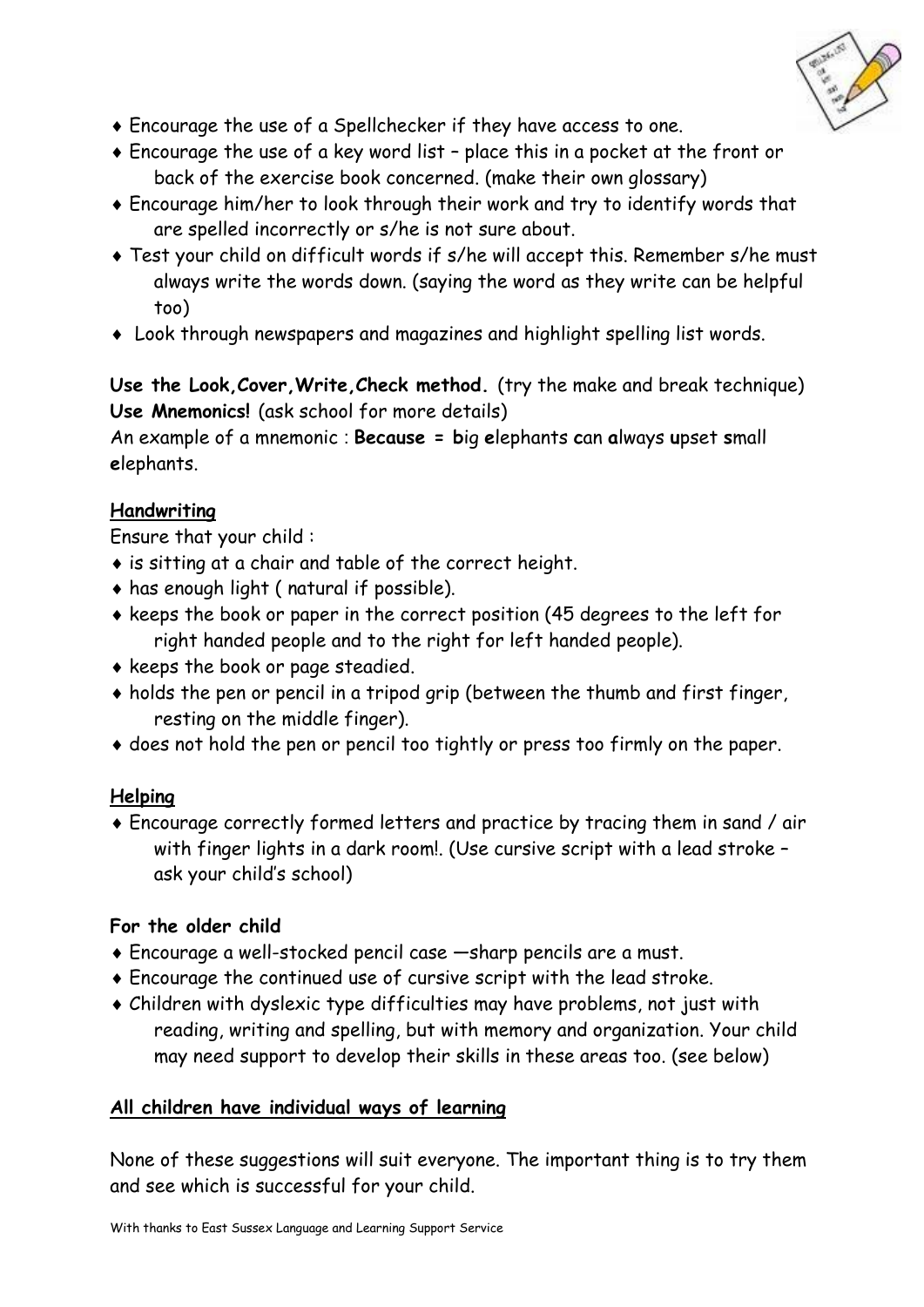- Encourage the use of a Spellchecker if they have access to one.
- Encourage the use of a key word list – place this in a pocket at the front or back of the exercise book concerned. (make their own glossary)
- Encourage him/her to look through their work and try to identify words that are spelled incorrectly or s/he is not sure about.
- Test your child on difficult words if s/he will accept this. Remember s/he must always write the words down. (saying the word as they write can be helpful too)
- Look through newspapers and magazines and highlight spelling list words.

**Use the Look,Cover,Write,Check method.** (try the make and break technique)
**Use Mnemonics!** (ask school for more details)
An example of a mnemonic : **Because = b**ig **e**lephants **c**an **a**lways **u**pset **s**mall **e**lephants.

## Handwriting

Ensure that your child :

- is sitting at a chair and table of the correct height.
- has enough light ( natural if possible).
- keeps the book or paper in the correct position (45 degrees to the left for right handed people and to the right for left handed people).
- keeps the book or page steadied.
- holds the pen or pencil in a tripod grip (between the thumb and first finger, resting on the middle finger).
- does not hold the pen or pencil too tightly or press too firmly on the paper.

## Helping

- Encourage correctly formed letters and practice by tracing them in sand / air with finger lights in a dark room!. (Use cursive script with a lead stroke – ask your child's school)

### For the older child

- Encourage a well-stocked pencil case —sharp pencils are a must.
- Encourage the continued use of cursive script with the lead stroke.
- Children with dyslexic type difficulties may have problems, not just with reading, writing and spelling, but with memory and organization. Your child may need support to develop their skills in these areas too. (see below)

## All children have individual ways of learning

None of these suggestions will suit everyone. The important thing is to try them and see which is successful for your child.

With thanks to East Sussex Language and Learning Support Service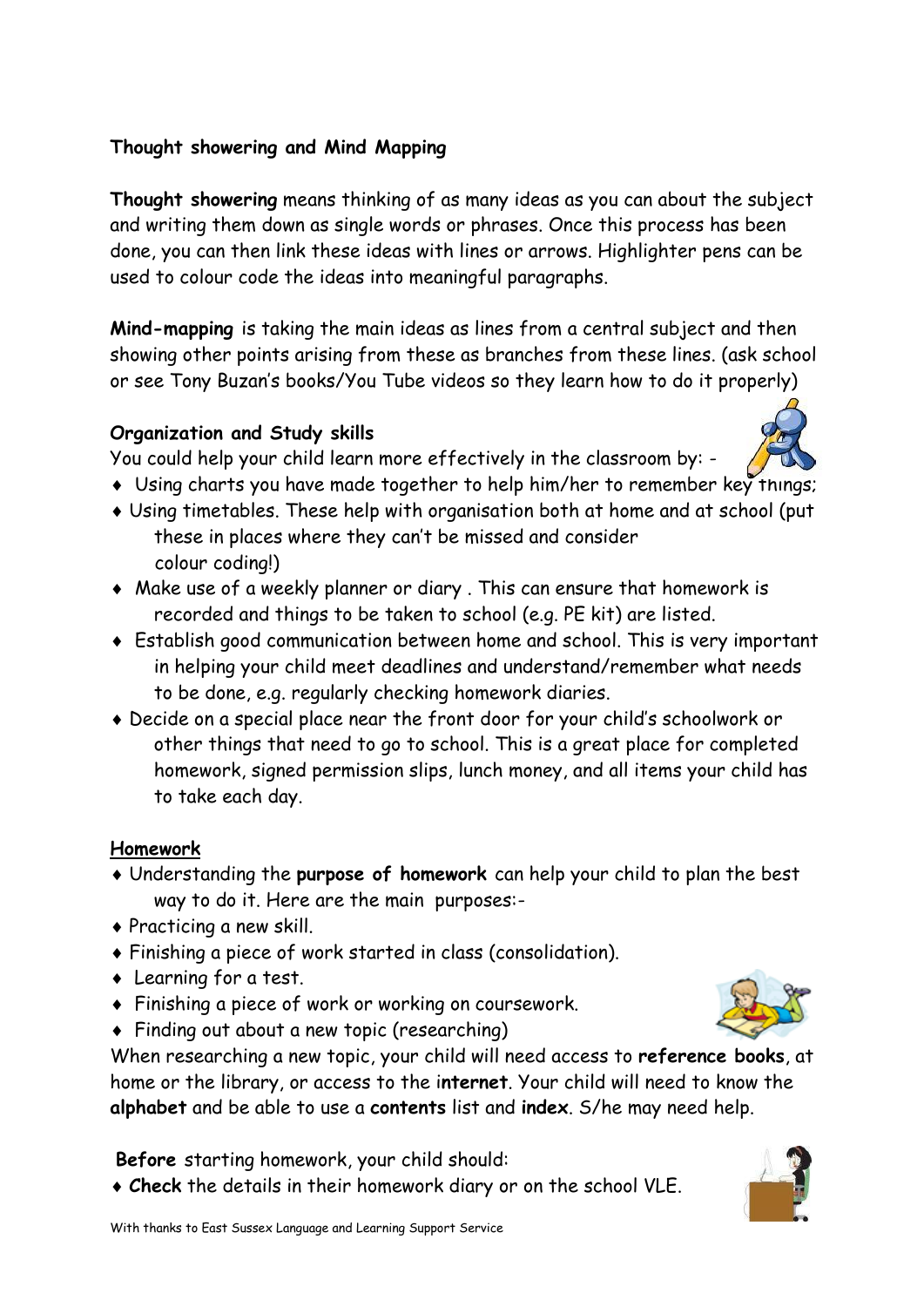**Thought showering and Mind Mapping**

**Thought showering** means thinking of as many ideas as you can about the subject and writing them down as single words or phrases. Once this process has been done, you can then link these ideas with lines or arrows. Highlighter pens can be used to colour code the ideas into meaningful paragraphs.

**Mind-mapping** is taking the main ideas as lines from a central subject and then showing other points arising from these as branches from these lines. (ask school or see Tony Buzan's books/You Tube videos so they learn how to do it properly)

**Organization and Study skills**

You could help your child learn more effectively in the classroom by: -

- Using charts you have made together to help him/her to remember key things;
- Using timetables. These help with organisation both at home and at school (put these in places where they can't be missed and consider colour coding!)
- Make use of a weekly planner or diary . This can ensure that homework is recorded and things to be taken to school (e.g. PE kit) are listed.
- Establish good communication between home and school. This is very important in helping your child meet deadlines and understand/remember what needs to be done, e.g. regularly checking homework diaries.
- Decide on a special place near the front door for your child's schoolwork or other things that need to go to school. This is a great place for completed homework, signed permission slips, lunch money, and all items your child has to take each day.

**Homework**

- Understanding the **purpose of homework** can help your child to plan the best way to do it. Here are the main purposes:-
- Practicing a new skill.
- Finishing a piece of work started in class (consolidation).
- Learning for a test.
- Finishing a piece of work or working on coursework.
- Finding out about a new topic (researching)

When researching a new topic, your child will need access to **reference books**, at home or the library, or access to the i**nternet**. Your child will need to know the **alphabet** and be able to use a **contents** list and **index**. S/he may need help.

**Before** starting homework, your child should:

- **Check** the details in their homework diary or on the school VLE.

With thanks to East Sussex Language and Learning Support Service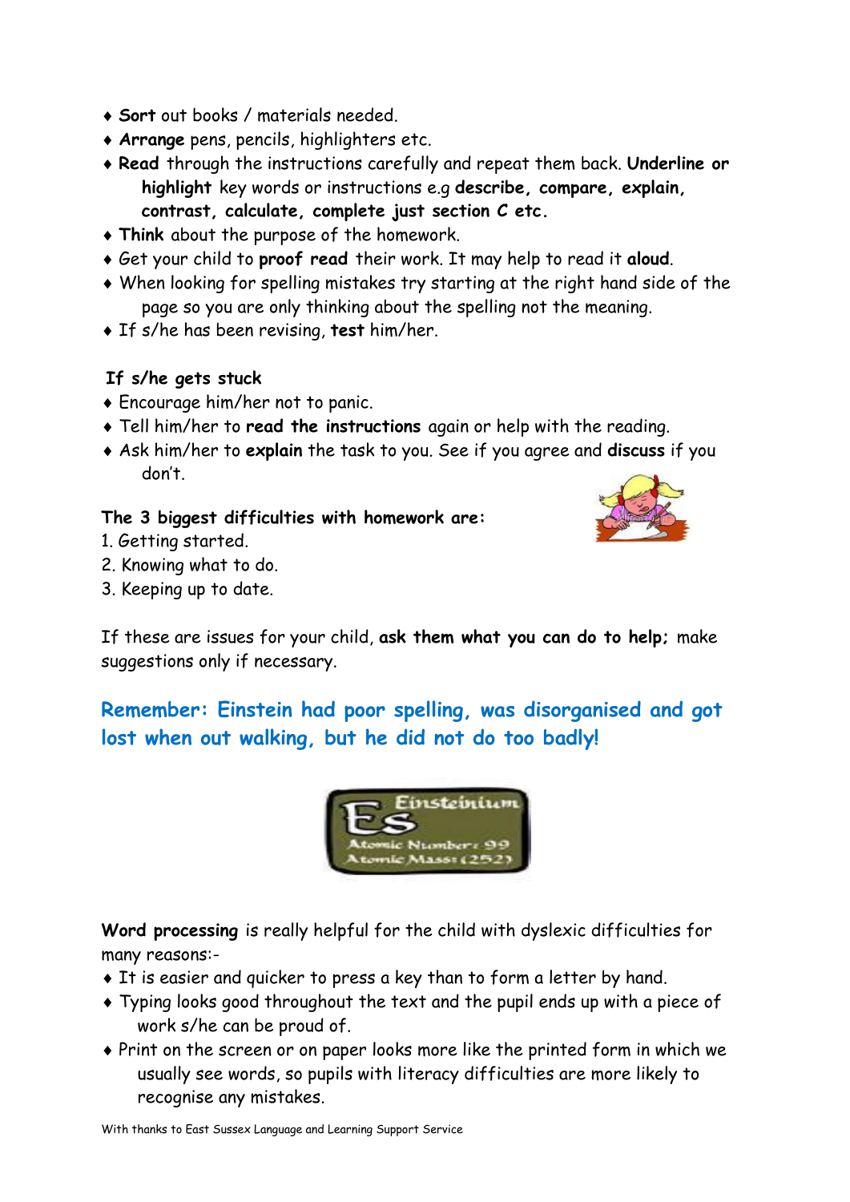- **Sort** out books / materials needed.
- **Arrange** pens, pencils, highlighters etc.
- **Read** through the instructions carefully and repeat them back. **Underline or highlight** key words or instructions e.g **describe, compare, explain, contrast, calculate, complete just section C etc.**
- **Think** about the purpose of the homework.
- Get your child to **proof read** their work. It may help to read it **aloud**.
- When looking for spelling mistakes try starting at the right hand side of the page so you are only thinking about the spelling not the meaning.
- If s/he has been revising, **test** him/her.

**If s/he gets stuck**

- Encourage him/her not to panic.
- Tell him/her to **read the instructions** again or help with the reading.
- Ask him/her to **explain** the task to you. See if you agree and **discuss** if you don't.

**The 3 biggest difficulties with homework are:**

1. Getting started.
2. Knowing what to do.
3. Keeping up to date.

If these are issues for your child, **ask them what you can do to help;** make suggestions only if necessary.

**Remember: Einstein had poor spelling, was disorganised and got lost when out walking, but he did not do too badly!**

**Word processing** is really helpful for the child with dyslexic difficulties for many reasons:-

- It is easier and quicker to press a key than to form a letter by hand.
- Typing looks good throughout the text and the pupil ends up with a piece of work s/he can be proud of.
- Print on the screen or on paper looks more like the printed form in which we usually see words, so pupils with literacy difficulties are more likely to recognise any mistakes.

With thanks to East Sussex Language and Learning Support Service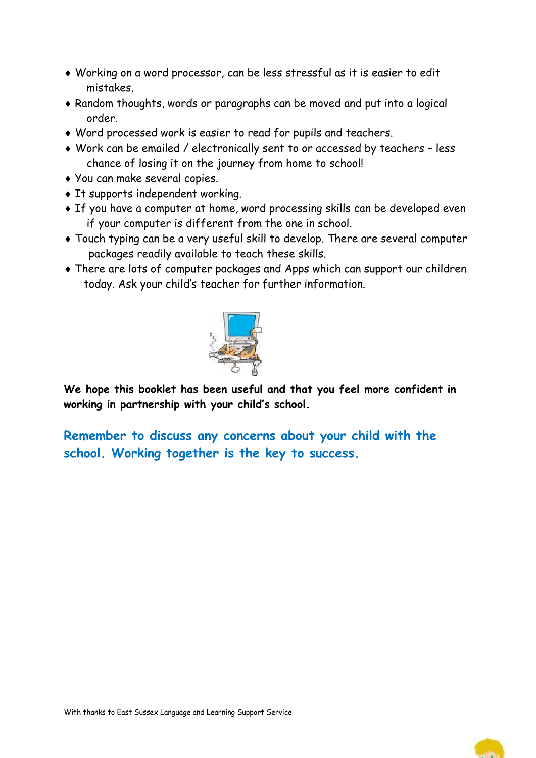- Working on a word processor, can be less stressful as it is easier to edit mistakes.
- Random thoughts, words or paragraphs can be moved and put into a logical order.
- Word processed work is easier to read for pupils and teachers.
- Work can be emailed / electronically sent to or accessed by teachers – less chance of losing it on the journey from home to school!
- You can make several copies.
- It supports independent working.
- If you have a computer at home, word processing skills can be developed even if your computer is different from the one in school.
- Touch typing can be a very useful skill to develop. There are several computer packages readily available to teach these skills.
- There are lots of computer packages and Apps which can support our children today. Ask your child's teacher for further information.

**We hope this booklet has been useful and that you feel more confident in working in partnership with your child's school.**

**Remember to discuss any concerns about your child with the school. Working together is the key to success.**

With thanks to East Sussex Language and Learning Support Service